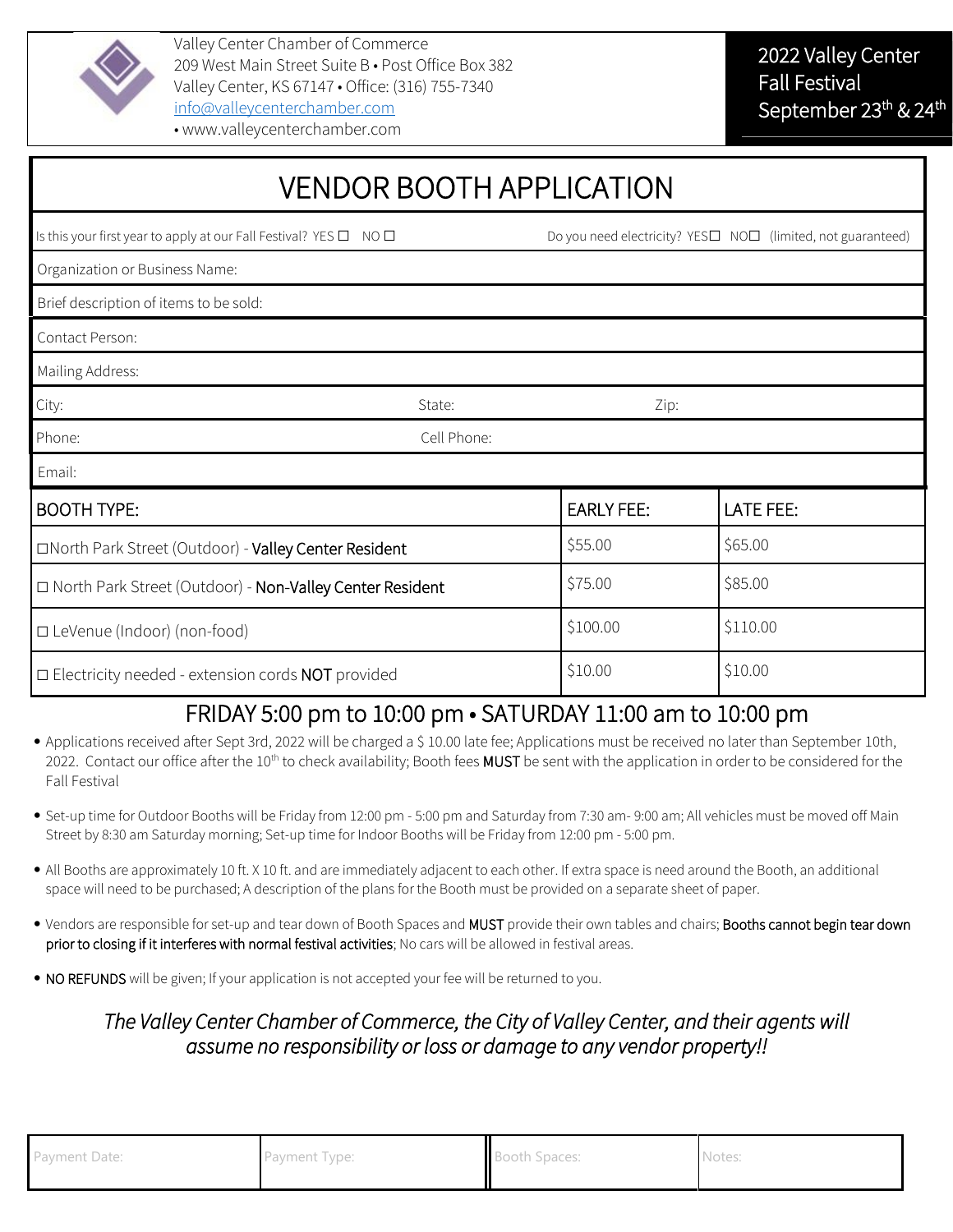Valley Center Chamber of Commerce
209 West Main Street Suite B • Post Office Box 382
Valley Center, KS 67147 • Office: (316) 755-7340
info@valleycenterchamber.com
• www.valleycenterchamber.com

**2022 Valley Center Fall Festival September 23th & 24th**

# VENDOR BOOTH APPLICATION

Is this your first year to apply at our Fall Festival? YES ☐ NO ☐

Do you need electricity? YES☐ NO☐ (limited, not guaranteed)

Organization or Business Name:

Brief description of items to be sold:

Contact Person:

Mailing Address:

City: State: Zip:

Phone: Cell Phone:

Email:

| BOOTH TYPE: | EARLY FEE: | LATE FEE: |
|---|---|---|
| ☐North Park Street (Outdoor) - **Valley Center Resident** | $55.00 | $65.00 |
| ☐ North Park Street (Outdoor) - **Non-Valley Center Resident** | $75.00 | $85.00 |
| ☐ LeVenue (Indoor) (non-food) | $100.00 | $110.00 |
| ☐ Electricity needed - extension cords **NOT** provided | $10.00 | $10.00 |

## FRIDAY 5:00 pm to 10:00 pm • SATURDAY 11:00 am to 10:00 pm

- Applications received after Sept 3rd, 2022 will be charged a $ 10.00 late fee; Applications must be received no later than September 10th, 2022. Contact our office after the 10th to check availability; Booth fees **MUST** be sent with the application in order to be considered for the Fall Festival
- Set-up time for Outdoor Booths will be Friday from 12:00 pm - 5:00 pm and Saturday from 7:30 am- 9:00 am; All vehicles must be moved off Main Street by 8:30 am Saturday morning; Set-up time for Indoor Booths will be Friday from 12:00 pm - 5:00 pm.
- All Booths are approximately 10 ft. X 10 ft. and are immediately adjacent to each other. If extra space is need around the Booth, an additional space will need to be purchased; A description of the plans for the Booth must be provided on a separate sheet of paper.
- Vendors are responsible for set-up and tear down of Booth Spaces and **MUST** provide their own tables and chairs; **Booths cannot begin tear down prior to closing if it interferes with normal festival activities**; No cars will be allowed in festival areas.
- **NO REFUNDS** will be given; If your application is not accepted your fee will be returned to you.

*The Valley Center Chamber of Commerce, the City of Valley Center, and their agents will assume no responsibility or loss or damage to any vendor property!!*

| Payment Date: | Payment Type: | Booth Spaces: | Notes: |
|---|---|---|---|
| | | | |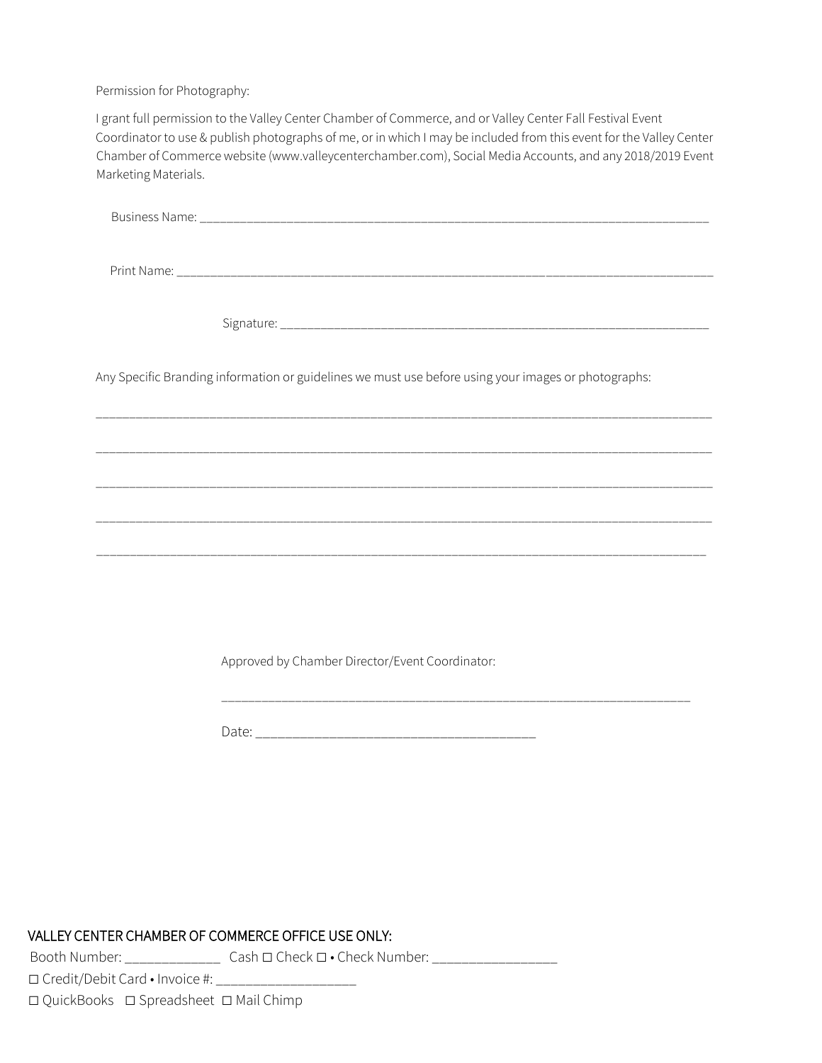Permission for Photography:

I grant full permission to the Valley Center Chamber of Commerce, and or Valley Center Fall Festival Event Coordinator to use & publish photographs of me, or in which I may be included from this event for the Valley Center Chamber of Commerce website (www.valleycenterchamber.com), Social Media Accounts, and any 2018/2019 Event Marketing Materials.

Business Name: ___________________________________________________________________________

Print Name: _______________________________________________________________________________

Signature: ________________________________________________________________

Any Specific Branding information or guidelines we must use before using your images or photographs:

___________________________________________________________________________________________

___________________________________________________________________________________________

___________________________________________________________________________________________

___________________________________________________________________________________________

___________________________________________________________________________________________

Approved by Chamber Director/Event Coordinator:

____________________________________________________________________

Date: ________________________________________

VALLEY CENTER CHAMBER OF COMMERCE OFFICE USE ONLY:

Booth Number: _____________ Cash ☐ Check ☐ • Check Number: _________________

☐ Credit/Debit Card • Invoice #: ___________________

☐ QuickBooks ☐ Spreadsheet ☐ Mail Chimp